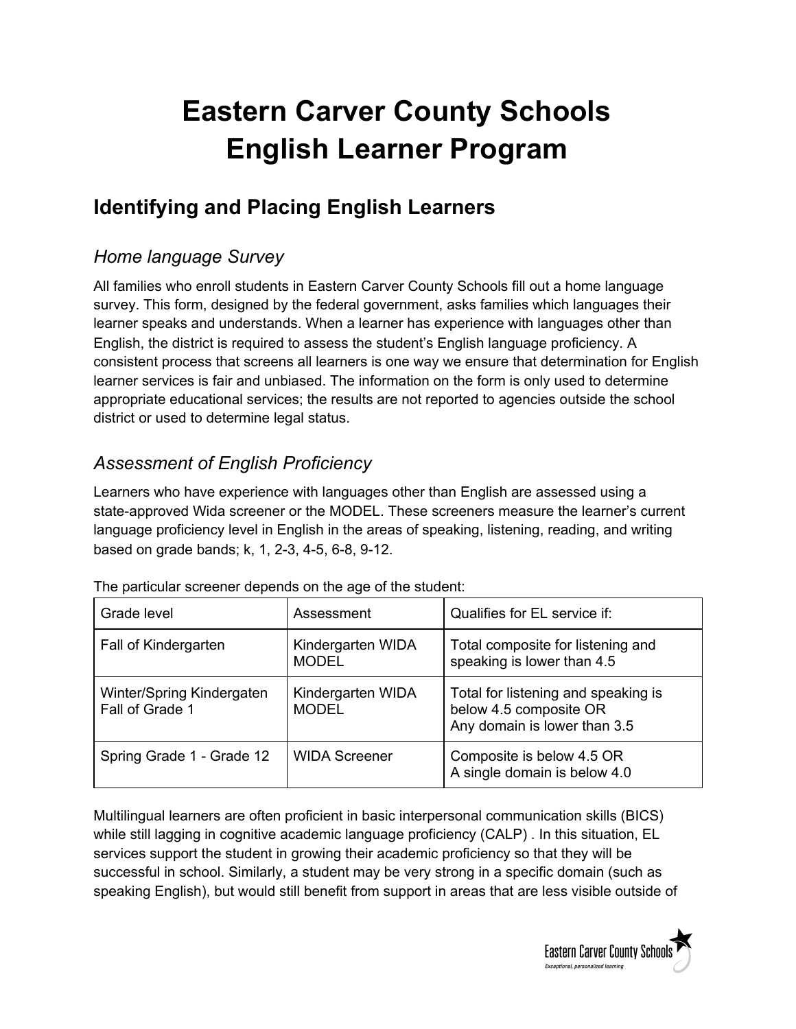# Eastern Carver County Schools
# English Learner Program

## Identifying and Placing English Learners

### *Home language Survey*

All families who enroll students in Eastern Carver County Schools fill out a home language survey. This form, designed by the federal government, asks families which languages their learner speaks and understands. When a learner has experience with languages other than English, the district is required to assess the student's English language proficiency. A consistent process that screens all learners is one way we ensure that determination for English learner services is fair and unbiased. The information on the form is only used to determine appropriate educational services; the results are not reported to agencies outside the school district or used to determine legal status.

### *Assessment of English Proficiency*

Learners who have experience with languages other than English are assessed using a state-approved Wida screener or the MODEL. These screeners measure the learner's current language proficiency level in English in the areas of speaking, listening, reading, and writing based on grade bands; k, 1, 2-3, 4-5, 6-8, 9-12.

The particular screener depends on the age of the student:

| Grade level | Assessment | Qualifies for EL service if: |
|---|---|---|
| Fall of Kindergarten | Kindergarten WIDA MODEL | Total composite for listening and speaking is lower than 4.5 |
| Winter/Spring Kindergaten<br>Fall of Grade 1 | Kindergarten WIDA MODEL | Total for listening and speaking is below 4.5 composite OR<br>Any domain is lower than 3.5 |
| Spring Grade 1 - Grade 12 | WIDA Screener | Composite is below 4.5 OR<br>A single domain is below 4.0 |

Multilingual learners are often proficient in basic interpersonal communication skills (BICS) while still lagging in cognitive academic language proficiency (CALP) . In this situation, EL services support the student in growing their academic proficiency so that they will be successful in school. Similarly, a student may be very strong in a specific domain (such as speaking English), but would still benefit from support in areas that are less visible outside of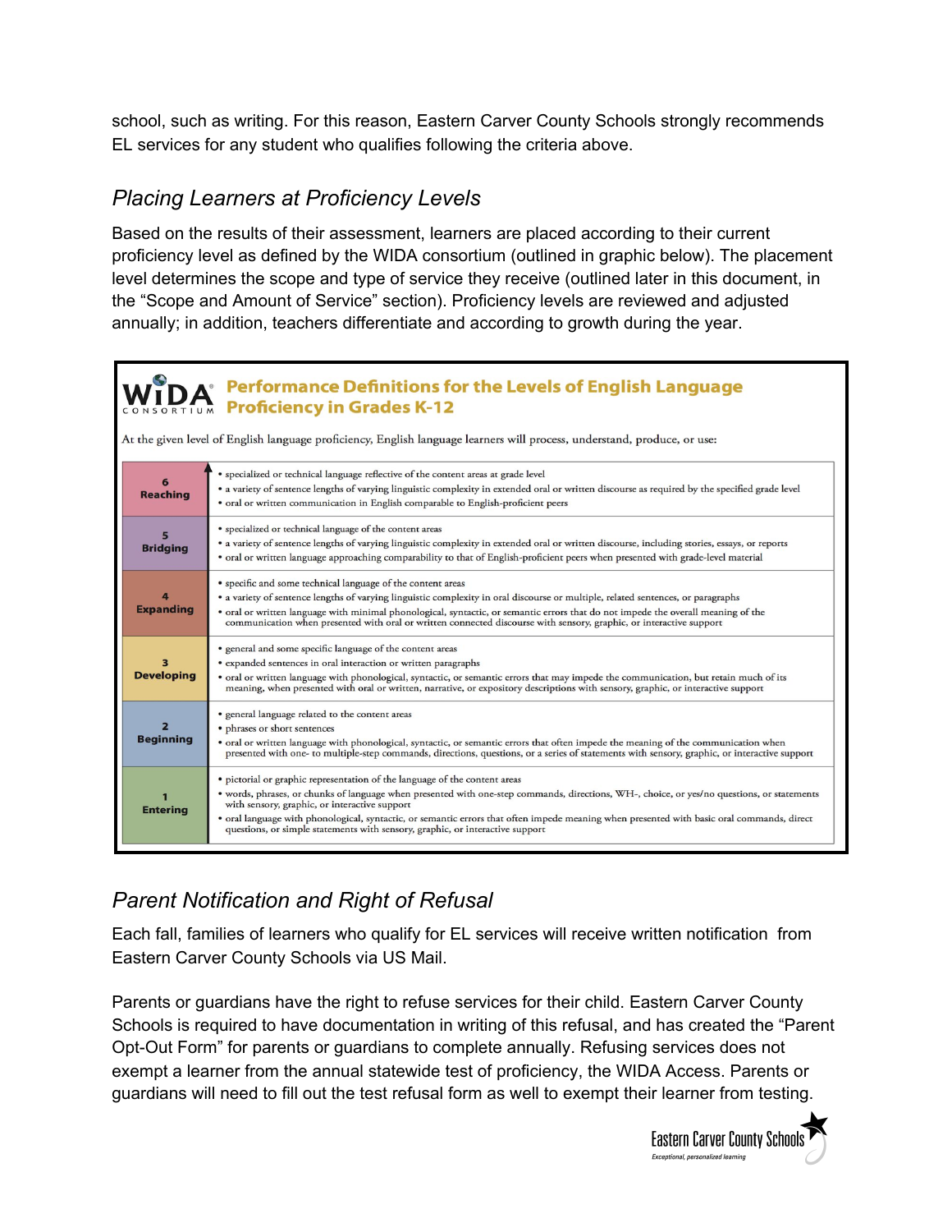school, such as writing. For this reason, Eastern Carver County Schools strongly recommends EL services for any student who qualifies following the criteria above.

## *Placing Learners at Proficiency Levels*

Based on the results of their assessment, learners are placed according to their current proficiency level as defined by the WIDA consortium (outlined in graphic below). The placement level determines the scope and type of service they receive (outlined later in this document, in the "Scope and Amount of Service" section). Proficiency levels are reviewed and adjusted annually; in addition, teachers differentiate and according to growth during the year.

**WIDA CONSORTIUM — Performance Definitions for the Levels of English Language Proficiency in Grades K-12**

At the given level of English language proficiency, English language learners will process, understand, produce, or use:

| Level | Description |
|---|---|
| **6 Reaching** | • specialized or technical language reflective of the content areas at grade level<br>• a variety of sentence lengths of varying linguistic complexity in extended oral or written discourse as required by the specified grade level<br>• oral or written communication in English comparable to English-proficient peers |
| **5 Bridging** | • specialized or technical language of the content areas<br>• a variety of sentence lengths of varying linguistic complexity in extended oral or written discourse, including stories, essays, or reports<br>• oral or written language approaching comparability to that of English-proficient peers when presented with grade-level material |
| **4 Expanding** | • specific and some technical language of the content areas<br>• a variety of sentence lengths of varying linguistic complexity in oral discourse or multiple, related sentences, or paragraphs<br>• oral or written language with minimal phonological, syntactic, or semantic errors that do not impede the overall meaning of the communication when presented with oral or written connected discourse with sensory, graphic, or interactive support |
| **3 Developing** | • general and some specific language of the content areas<br>• expanded sentences in oral interaction or written paragraphs<br>• oral or written language with phonological, syntactic, or semantic errors that may impede the communication, but retain much of its meaning, when presented with oral or written, narrative, or expository descriptions with sensory, graphic, or interactive support |
| **2 Beginning** | • general language related to the content areas<br>• phrases or short sentences<br>• oral or written language with phonological, syntactic, or semantic errors that often impede the meaning of the communication when presented with one- to multiple-step commands, directions, questions, or a series of statements with sensory, graphic, or interactive support |
| **1 Entering** | • pictorial or graphic representation of the language of the content areas<br>• words, phrases, or chunks of language when presented with one-step commands, directions, WH-, choice, or yes/no questions, or statements with sensory, graphic, or interactive support<br>• oral language with phonological, syntactic, or semantic errors that often impede meaning when presented with basic oral commands, direct questions, or simple statements with sensory, graphic, or interactive support |

## *Parent Notification and Right of Refusal*

Each fall, families of learners who qualify for EL services will receive written notification from Eastern Carver County Schools via US Mail.

Parents or guardians have the right to refuse services for their child. Eastern Carver County Schools is required to have documentation in writing of this refusal, and has created the "Parent Opt-Out Form" for parents or guardians to complete annually. Refusing services does not exempt a learner from the annual statewide test of proficiency, the WIDA Access. Parents or guardians will need to fill out the test refusal form as well to exempt their learner from testing.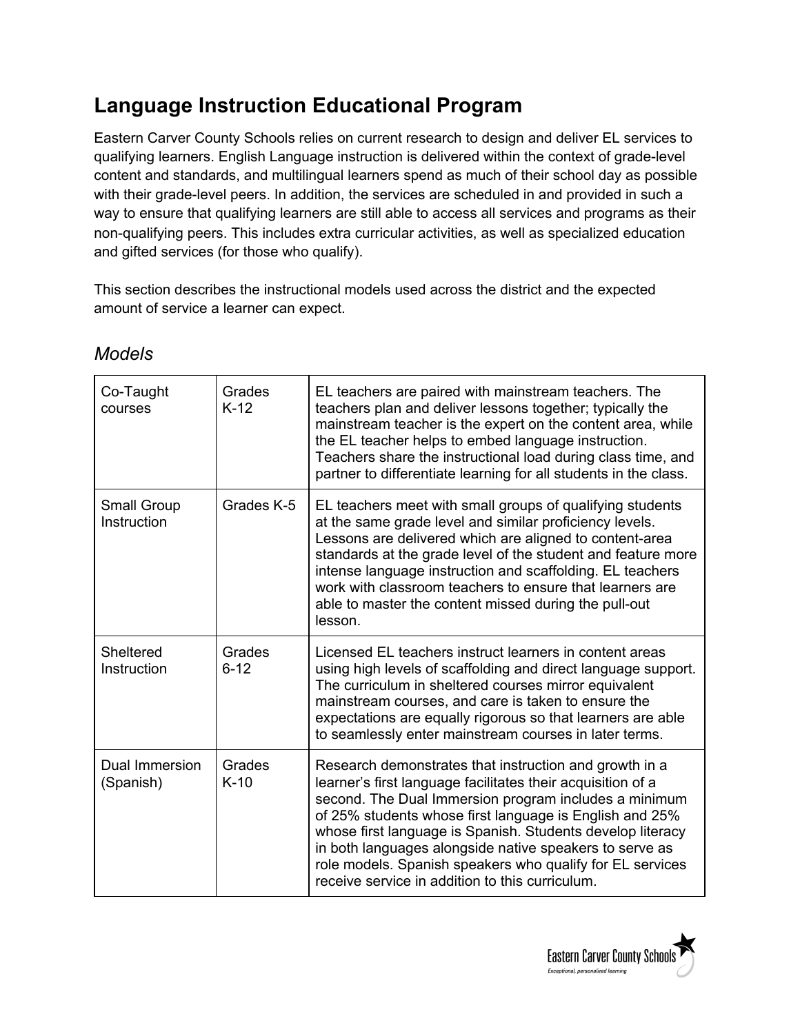# Language Instruction Educational Program

Eastern Carver County Schools relies on current research to design and deliver EL services to qualifying learners. English Language instruction is delivered within the context of grade-level content and standards, and multilingual learners spend as much of their school day as possible with their grade-level peers. In addition, the services are scheduled in and provided in such a way to ensure that qualifying learners are still able to access all services and programs as their non-qualifying peers. This includes extra curricular activities, as well as specialized education and gifted services (for those who qualify).

This section describes the instructional models used across the district and the expected amount of service a learner can expect.

## *Models*

| | | |
|---|---|---|
| Co-Taught courses | Grades K-12 | EL teachers are paired with mainstream teachers. The teachers plan and deliver lessons together; typically the mainstream teacher is the expert on the content area, while the EL teacher helps to embed language instruction. Teachers share the instructional load during class time, and partner to differentiate learning for all students in the class. |
| Small Group Instruction | Grades K-5 | EL teachers meet with small groups of qualifying students at the same grade level and similar proficiency levels. Lessons are delivered which are aligned to content-area standards at the grade level of the student and feature more intense language instruction and scaffolding. EL teachers work with classroom teachers to ensure that learners are able to master the content missed during the pull-out lesson. |
| Sheltered Instruction | Grades 6-12 | Licensed EL teachers instruct learners in content areas using high levels of scaffolding and direct language support. The curriculum in sheltered courses mirror equivalent mainstream courses, and care is taken to ensure the expectations are equally rigorous so that learners are able to seamlessly enter mainstream courses in later terms. |
| Dual Immersion (Spanish) | Grades K-10 | Research demonstrates that instruction and growth in a learner's first language facilitates their acquisition of a second. The Dual Immersion program includes a minimum of 25% students whose first language is English and 25% whose first language is Spanish. Students develop literacy in both languages alongside native speakers to serve as role models. Spanish speakers who qualify for EL services receive service in addition to this curriculum. |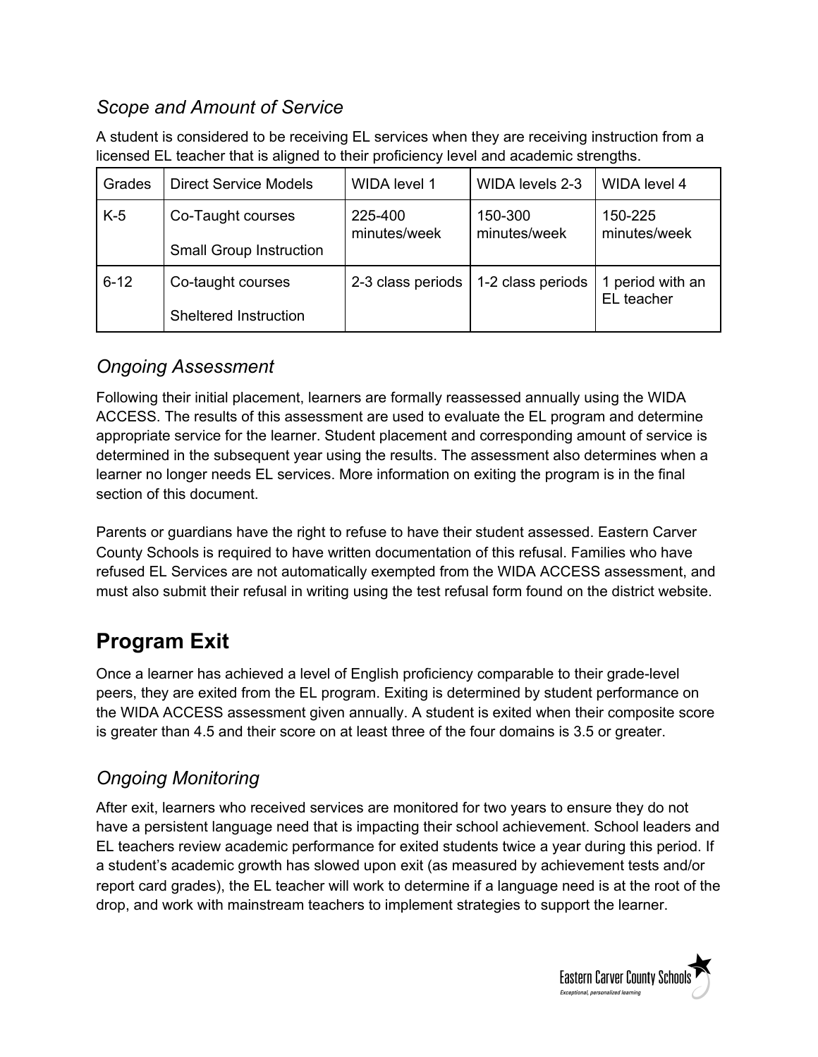### *Scope and Amount of Service*

A student is considered to be receiving EL services when they are receiving instruction from a licensed EL teacher that is aligned to their proficiency level and academic strengths.

| Grades | Direct Service Models | WIDA level 1 | WIDA levels 2-3 | WIDA level 4 |
|---|---|---|---|---|
| K-5 | Co-Taught courses<br><br>Small Group Instruction | 225-400 minutes/week | 150-300 minutes/week | 150-225 minutes/week |
| 6-12 | Co-taught courses<br><br>Sheltered Instruction | 2-3 class periods | 1-2 class periods | 1 period with an EL teacher |

### *Ongoing Assessment*

Following their initial placement, learners are formally reassessed annually using the WIDA ACCESS. The results of this assessment are used to evaluate the EL program and determine appropriate service for the learner. Student placement and corresponding amount of service is determined in the subsequent year using the results. The assessment also determines when a learner no longer needs EL services. More information on exiting the program is in the final section of this document.

Parents or guardians have the right to refuse to have their student assessed. Eastern Carver County Schools is required to have written documentation of this refusal. Families who have refused EL Services are not automatically exempted from the WIDA ACCESS assessment, and must also submit their refusal in writing using the test refusal form found on the district website.

## Program Exit

Once a learner has achieved a level of English proficiency comparable to their grade-level peers, they are exited from the EL program. Exiting is determined by student performance on the WIDA ACCESS assessment given annually. A student is exited when their composite score is greater than 4.5 and their score on at least three of the four domains is 3.5 or greater.

### *Ongoing Monitoring*

After exit, learners who received services are monitored for two years to ensure they do not have a persistent language need that is impacting their school achievement. School leaders and EL teachers review academic performance for exited students twice a year during this period. If a student's academic growth has slowed upon exit (as measured by achievement tests and/or report card grades), the EL teacher will work to determine if a language need is at the root of the drop, and work with mainstream teachers to implement strategies to support the learner.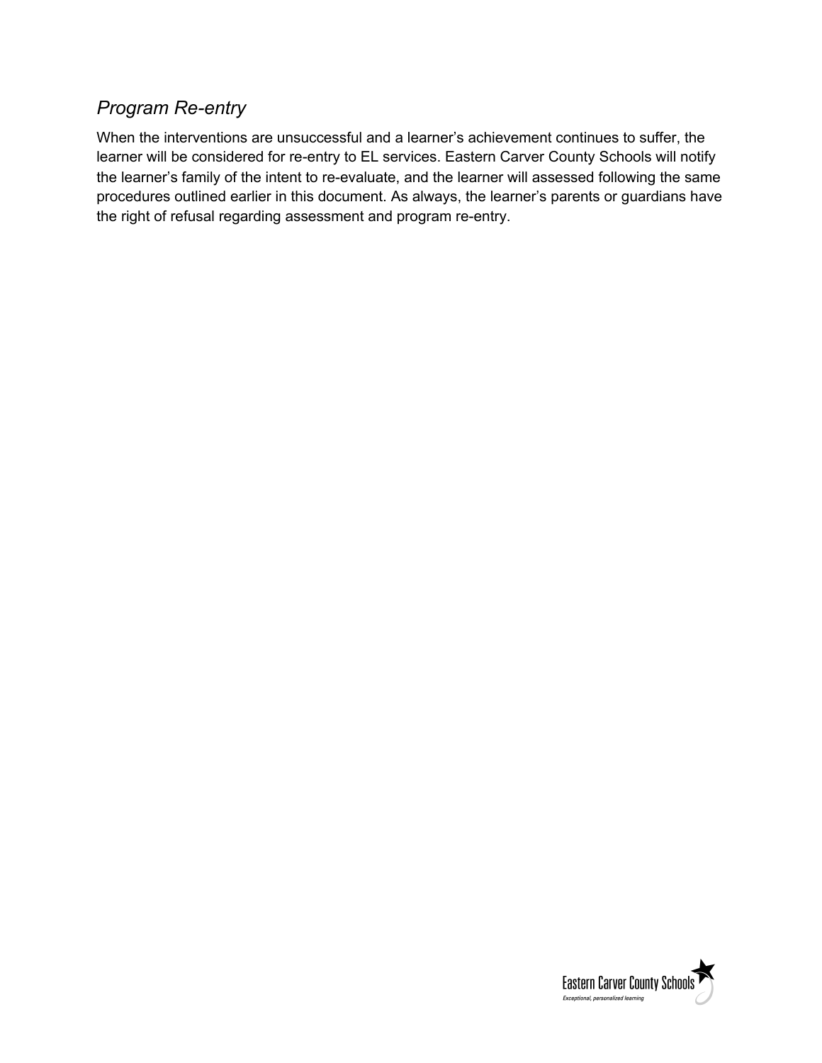## *Program Re-entry*

When the interventions are unsuccessful and a learner's achievement continues to suffer, the learner will be considered for re-entry to EL services. Eastern Carver County Schools will notify the learner's family of the intent to re-evaluate, and the learner will assessed following the same procedures outlined earlier in this document. As always, the learner's parents or guardians have the right of refusal regarding assessment and program re-entry.